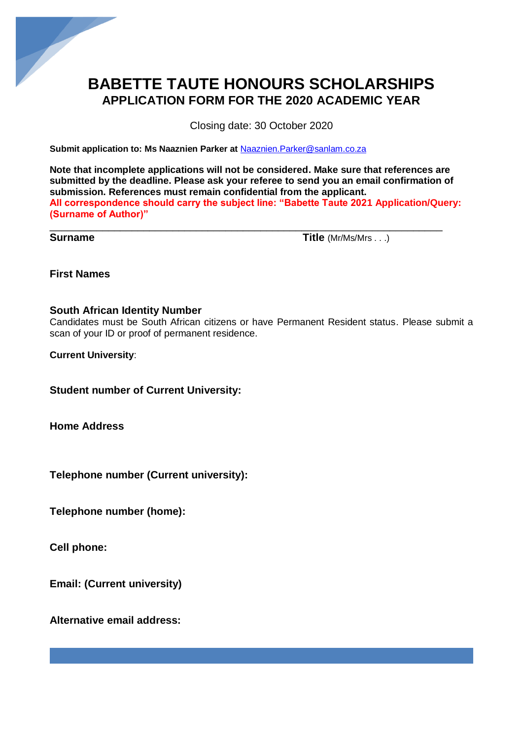# BABETTE TAUTE HONOURS SCHOLARSHIPS

## APPLICATION FORM FOR THE 2020 ACADEMIC YEAR

Closing date: 30 October 2020

**Submit application to: Ms Naaznien Parker at** Naaznien.Parker@sanlam.co.za

**Note that incomplete applications will not be considered. Make sure that references are submitted by the deadline. Please ask your referee to send you an email confirmation of submission. References must remain confidential from the applicant.**
**All correspondence should carry the subject line: "Babette Taute 2021 Application/Query: (Surname of Author)"**

---

**Surname** **Title** (Mr/Ms/Mrs . . .)

**First Names**

**South African Identity Number**
Candidates must be South African citizens or have Permanent Resident status. Please submit a scan of your ID or proof of permanent residence.

**Current University**:

**Student number of Current University:**

**Home Address**

**Telephone number (Current university):**

**Telephone number (home):**

**Cell phone:**

**Email: (Current university)**

**Alternative email address:**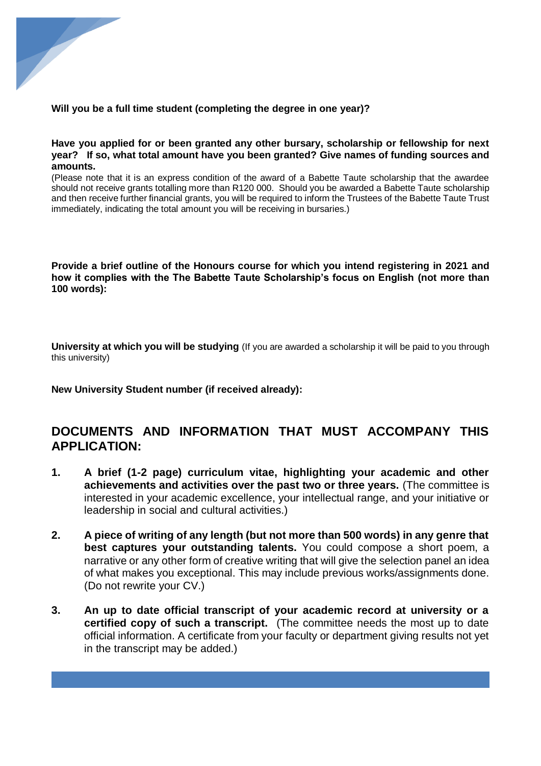**Will you be a full time student (completing the degree in one year)?**

**Have you applied for or been granted any other bursary, scholarship or fellowship for next year? If so, what total amount have you been granted? Give names of funding sources and amounts.**

(Please note that it is an express condition of the award of a Babette Taute scholarship that the awardee should not receive grants totalling more than R120 000. Should you be awarded a Babette Taute scholarship and then receive further financial grants, you will be required to inform the Trustees of the Babette Taute Trust immediately, indicating the total amount you will be receiving in bursaries.)

**Provide a brief outline of the Honours course for which you intend registering in 2021 and how it complies with the The Babette Taute Scholarship's focus on English (not more than 100 words):**

**University at which you will be studying** (If you are awarded a scholarship it will be paid to you through this university)

**New University Student number (if received already):**

## DOCUMENTS AND INFORMATION THAT MUST ACCOMPANY THIS APPLICATION:

1. **A brief (1-2 page) curriculum vitae, highlighting your academic and other achievements and activities over the past two or three years.** (The committee is interested in your academic excellence, your intellectual range, and your initiative or leadership in social and cultural activities.)

2. **A piece of writing of any length (but not more than 500 words) in any genre that best captures your outstanding talents.** You could compose a short poem, a narrative or any other form of creative writing that will give the selection panel an idea of what makes you exceptional. This may include previous works/assignments done. (Do not rewrite your CV.)

3. **An up to date official transcript of your academic record at university or a certified copy of such a transcript.** (The committee needs the most up to date official information. A certificate from your faculty or department giving results not yet in the transcript may be added.)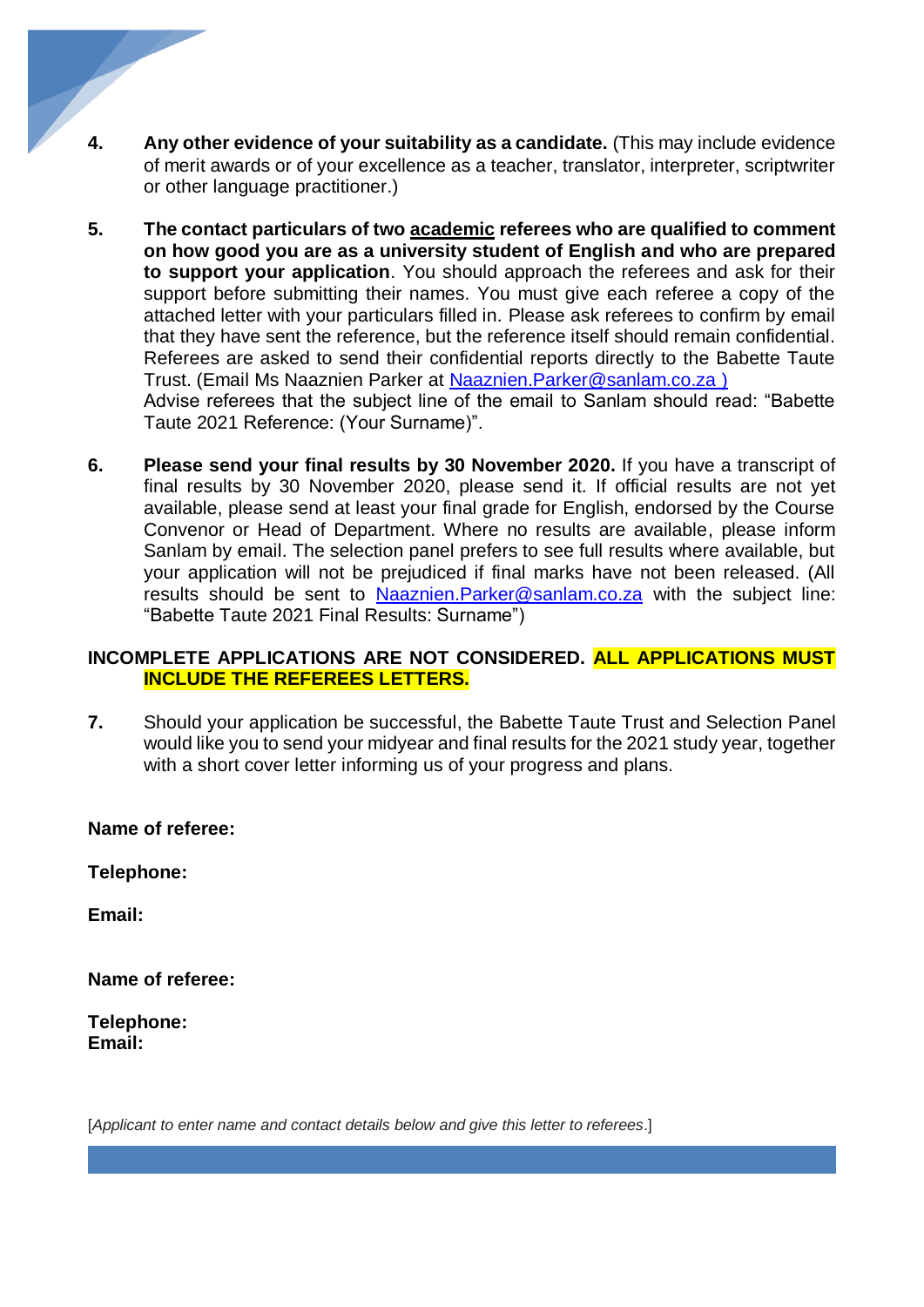4. **Any other evidence of your suitability as a candidate.** (This may include evidence of merit awards or of your excellence as a teacher, translator, interpreter, scriptwriter or other language practitioner.)

5. **The contact particulars of two <u>academic</u> referees who are qualified to comment on how good you are as a university student of English and who are prepared to support your application**. You should approach the referees and ask for their support before submitting their names. You must give each referee a copy of the attached letter with your particulars filled in. Please ask referees to confirm by email that they have sent the reference, but the reference itself should remain confidential. Referees are asked to send their confidential reports directly to the Babette Taute Trust. (Email Ms Naaznien Parker at Naaznien.Parker@sanlam.co.za )
   Advise referees that the subject line of the email to Sanlam should read: "Babette Taute 2021 Reference: (Your Surname)".

6. **Please send your final results by 30 November 2020.** If you have a transcript of final results by 30 November 2020, please send it. If official results are not yet available, please send at least your final grade for English, endorsed by the Course Convenor or Head of Department. Where no results are available, please inform Sanlam by email. The selection panel prefers to see full results where available, but your application will not be prejudiced if final marks have not been released. (All results should be sent to Naaznien.Parker@sanlam.co.za with the subject line: "Babette Taute 2021 Final Results: Surname")

**INCOMPLETE APPLICATIONS ARE NOT CONSIDERED. ALL APPLICATIONS MUST INCLUDE THE REFEREES LETTERS.**

7. Should your application be successful, the Babette Taute Trust and Selection Panel would like you to send your midyear and final results for the 2021 study year, together with a short cover letter informing us of your progress and plans.

**Name of referee:**

**Telephone:**

**Email:**

**Name of referee:**

**Telephone:**
**Email:**

[*Applicant to enter name and contact details below and give this letter to referees*.]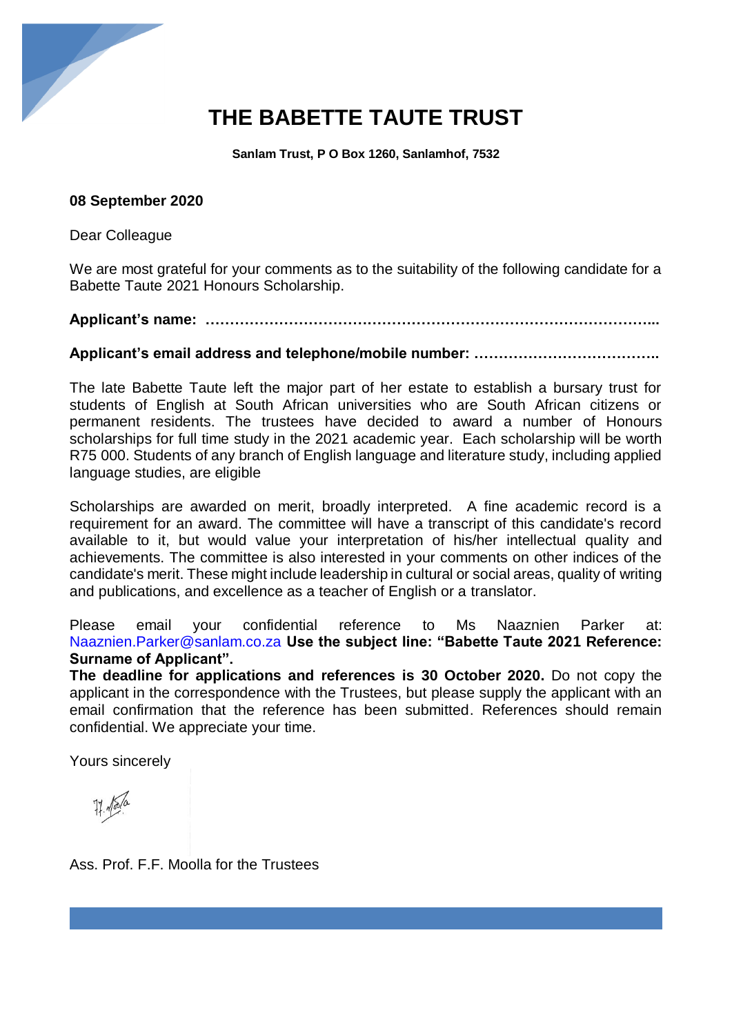# THE BABETTE TAUTE TRUST

**Sanlam Trust, P O Box 1260, Sanlamhof, 7532**

**08 September 2020**

Dear Colleague

We are most grateful for your comments as to the suitability of the following candidate for a Babette Taute 2021 Honours Scholarship.

**Applicant's name: ……………………………………………………………………………...**

**Applicant's email address and telephone/mobile number: ………………………………..**

The late Babette Taute left the major part of her estate to establish a bursary trust for students of English at South African universities who are South African citizens or permanent residents. The trustees have decided to award a number of Honours scholarships for full time study in the 2021 academic year. Each scholarship will be worth R75 000. Students of any branch of English language and literature study, including applied language studies, are eligible

Scholarships are awarded on merit, broadly interpreted. A fine academic record is a requirement for an award. The committee will have a transcript of this candidate's record available to it, but would value your interpretation of his/her intellectual quality and achievements. The committee is also interested in your comments on other indices of the candidate's merit. These might include leadership in cultural or social areas, quality of writing and publications, and excellence as a teacher of English or a translator.

Please email your confidential reference to Ms Naaznien Parker at: Naaznien.Parker@sanlam.co.za **Use the subject line: "Babette Taute 2021 Reference: Surname of Applicant".**
**The deadline for applications and references is 30 October 2020.** Do not copy the applicant in the correspondence with the Trustees, but please supply the applicant with an email confirmation that the reference has been submitted. References should remain confidential. We appreciate your time.

Yours sincerely

Ass. Prof. F.F. Moolla for the Trustees